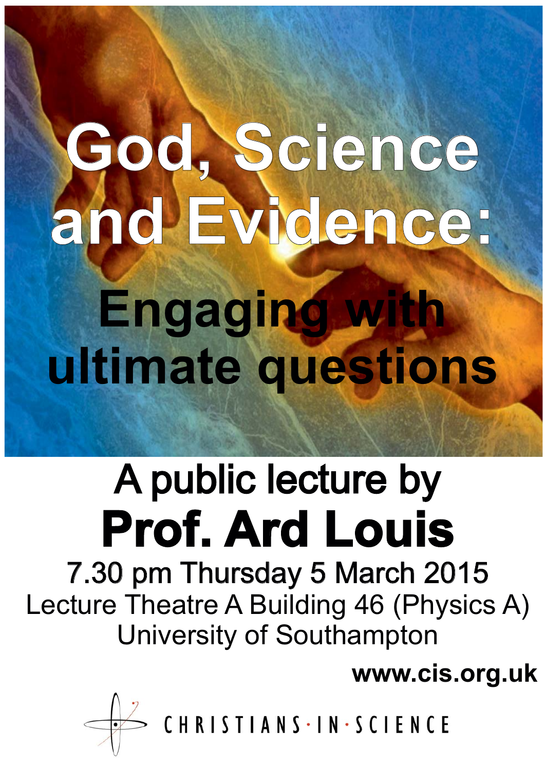# God, Science and Evidence:

## Engaging with ultimate questions

A public lecture by

**Prof. Ard Louis**

7.30 pm Thursday 5 March 2015

Lecture Theatre A Building 46 (Physics A)

University of Southampton

**www.cis.org.uk**

CHRISTIANS·IN·SCIENCE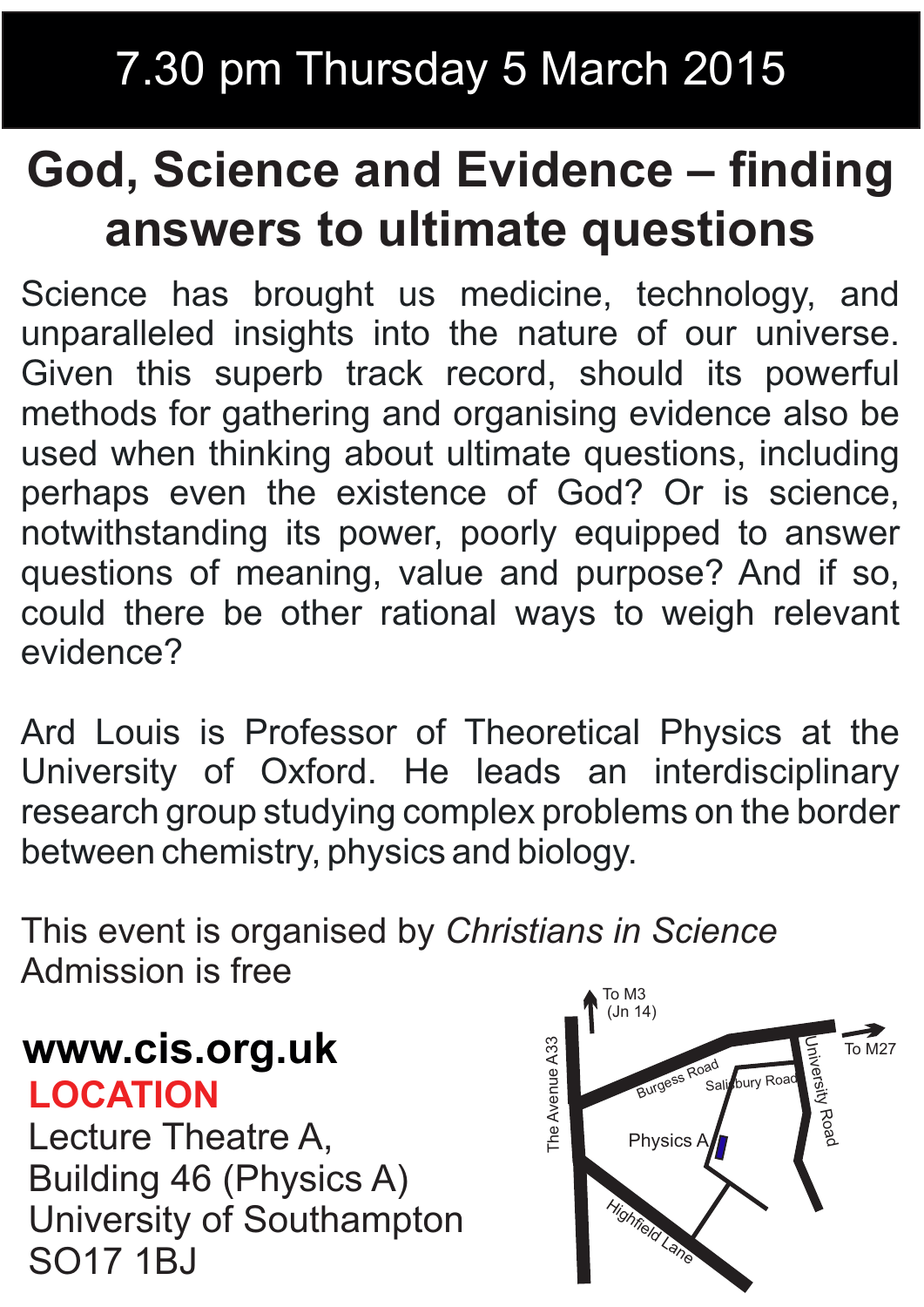# 7.30 pm Thursday 5 March 2015

## God, Science and Evidence – finding answers to ultimate questions

Science has brought us medicine, technology, and unparalleled insights into the nature of our universe. Given this superb track record, should its powerful methods for gathering and organising evidence also be used when thinking about ultimate questions, including perhaps even the existence of God? Or is science, notwithstanding its power, poorly equipped to answer questions of meaning, value and purpose? And if so, could there be other rational ways to weigh relevant evidence?

Ard Louis is Professor of Theoretical Physics at the University of Oxford. He leads an interdisciplinary research group studying complex problems on the border between chemistry, physics and biology.

This event is organised by *Christians in Science*
Admission is free

**www.cis.org.uk**

**LOCATION**

Lecture Theatre A,
Building 46 (Physics A)
University of Southampton
SO17 1BJ

To M3
(Jn 14)
To M27
The Avenue A33
Burgess Road
Salisbury Road
University Road
Physics A
Highfield Lane